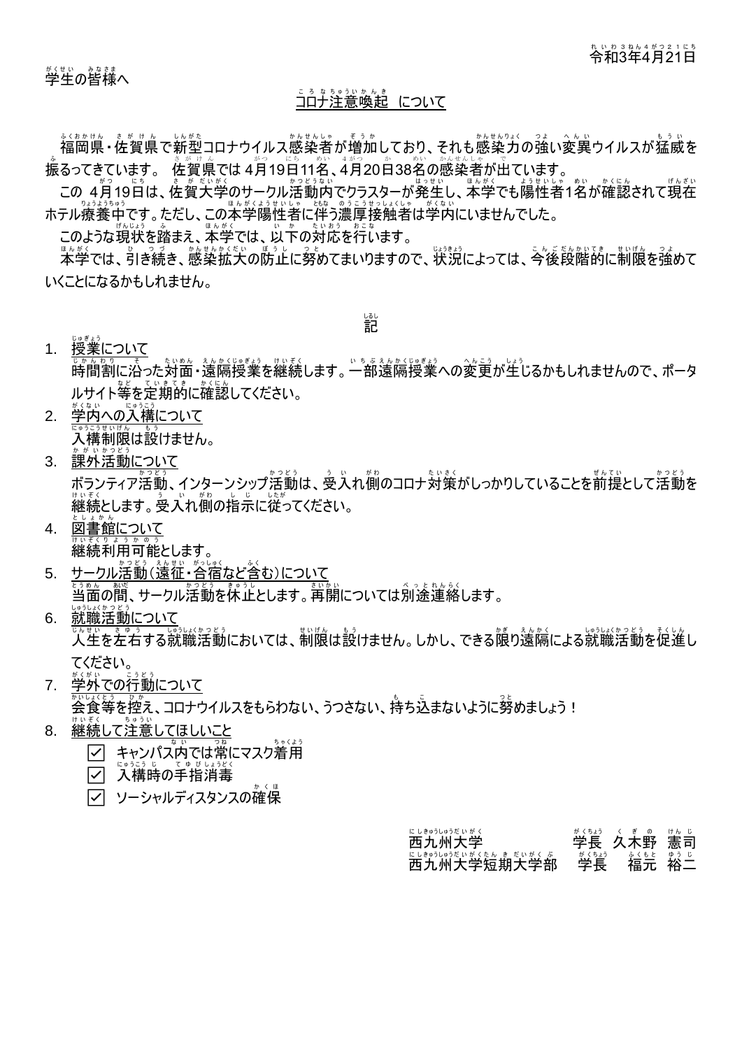令和3年4月21日

学生の皆様へ

コロナ注意喚起　について

　福岡県・佐賀県で新型コロナウイルス感染者が増加しており、それも感染力の強い変異ウイルスが猛威を振るってきています。　佐賀県では 4月19日11名、4月20日38名の感染者が出ています。

　この 4月19日は、佐賀大学のサークル活動内でクラスターが発生し、本学でも陽性者1名が確認されて現在ホテル療養中です。ただし、この本学陽性者に伴う濃厚接触者は学内にいませんでした。

　このような現状を踏まえ、本学では、以下の対応を行います。

　本学では、引き続き、感染拡大の防止に努めてまいりますので、状況によっては、今後段階的に制限を強めていくことになるかもしれません。

記

1. 授業について
   時間割に沿った対面・遠隔授業を継続します。一部遠隔授業への変更が生じるかもしれませんので、ポータルサイト等を定期的に確認してください。
2. 学内への入構について
   入構制限は設けません。
3. 課外活動について
   ボランティア活動、インターンシップ活動は、受入れ側のコロナ対策がしっかりしていることを前提として活動を継続とします。受入れ側の指示に従ってください。
4. 図書館について
   継続利用可能とします。
5. サークル活動（遠征・合宿など含む）について
   当面の間、サークル活動を休止とします。再開については別途連絡します。
6. 就職活動について
   人生を左右する就職活動においては、制限は設けません。しかし、できる限り遠隔による就職活動を促進してください。
7. 学外での行動について
   会食等を控え、コロナウイルスをもらわない、うつさない、持ち込まないように努めましょう！
8. 継続して注意してほしいこと
   - ☑ キャンパス内では常にマスク着用
   - ☑ 入構時の手指消毒
   - ☑ ソーシャルディスタンスの確保

西九州大学　学長　久木野　憲司
西九州大学短期大学部　学長　福元　裕二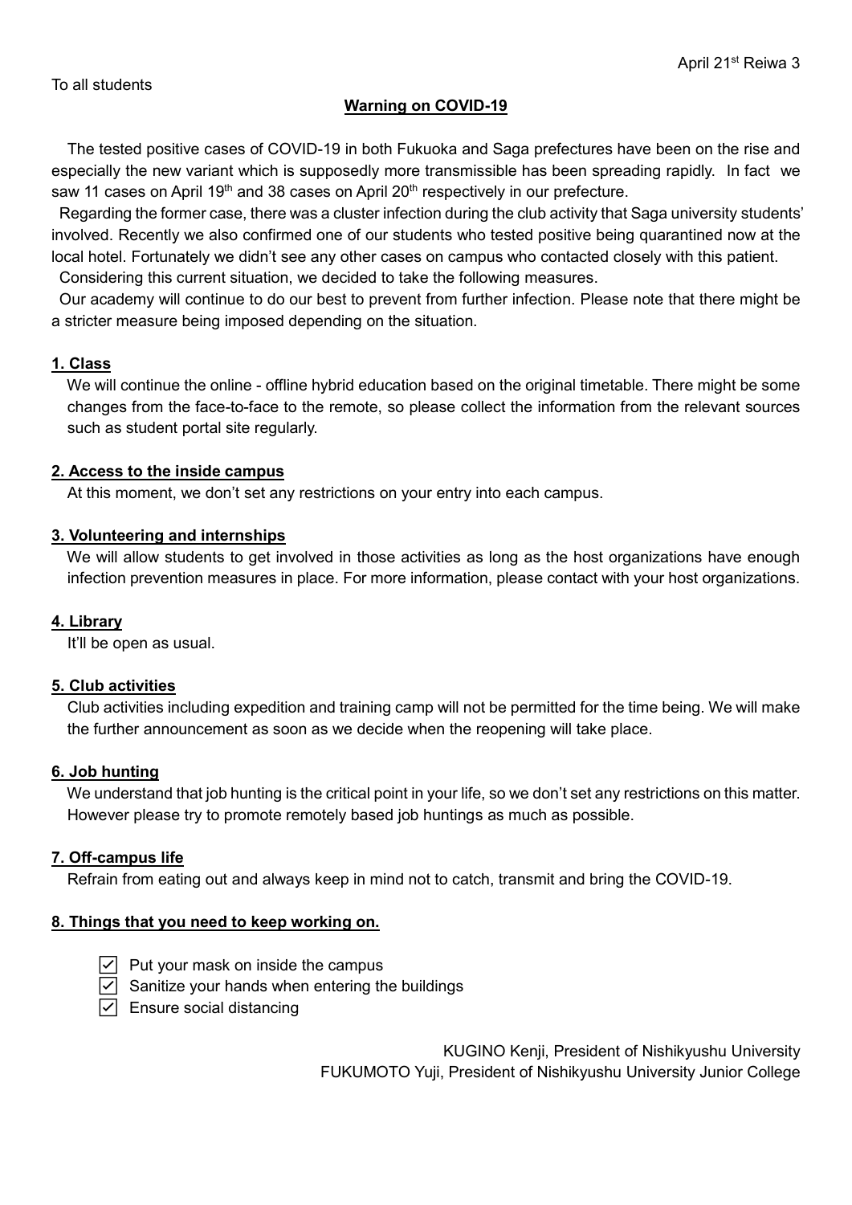April 21st Reiwa 3

To all students

## Warning on COVID-19

The tested positive cases of COVID-19 in both Fukuoka and Saga prefectures have been on the rise and especially the new variant which is supposedly more transmissible has been spreading rapidly. In fact we saw 11 cases on April 19th and 38 cases on April 20th respectively in our prefecture.

Regarding the former case, there was a cluster infection during the club activity that Saga university students' involved. Recently we also confirmed one of our students who tested positive being quarantined now at the local hotel. Fortunately we didn't see any other cases on campus who contacted closely with this patient.

Considering this current situation, we decided to take the following measures.

Our academy will continue to do our best to prevent from further infection. Please note that there might be a stricter measure being imposed depending on the situation.

### 1. Class

We will continue the online - offline hybrid education based on the original timetable. There might be some changes from the face-to-face to the remote, so please collect the information from the relevant sources such as student portal site regularly.

### 2. Access to the inside campus

At this moment, we don't set any restrictions on your entry into each campus.

### 3. Volunteering and internships

We will allow students to get involved in those activities as long as the host organizations have enough infection prevention measures in place. For more information, please contact with your host organizations.

### 4. Library

It'll be open as usual.

### 5. Club activities

Club activities including expedition and training camp will not be permitted for the time being. We will make the further announcement as soon as we decide when the reopening will take place.

### 6. Job hunting

We understand that job hunting is the critical point in your life, so we don't set any restrictions on this matter. However please try to promote remotely based job huntings as much as possible.

### 7. Off-campus life

Refrain from eating out and always keep in mind not to catch, transmit and bring the COVID-19.

### 8. Things that you need to keep working on.

- [x] Put your mask on inside the campus
- [x] Sanitize your hands when entering the buildings
- [x] Ensure social distancing

KUGINO Kenji, President of Nishikyushu University
FUKUMOTO Yuji, President of Nishikyushu University Junior College